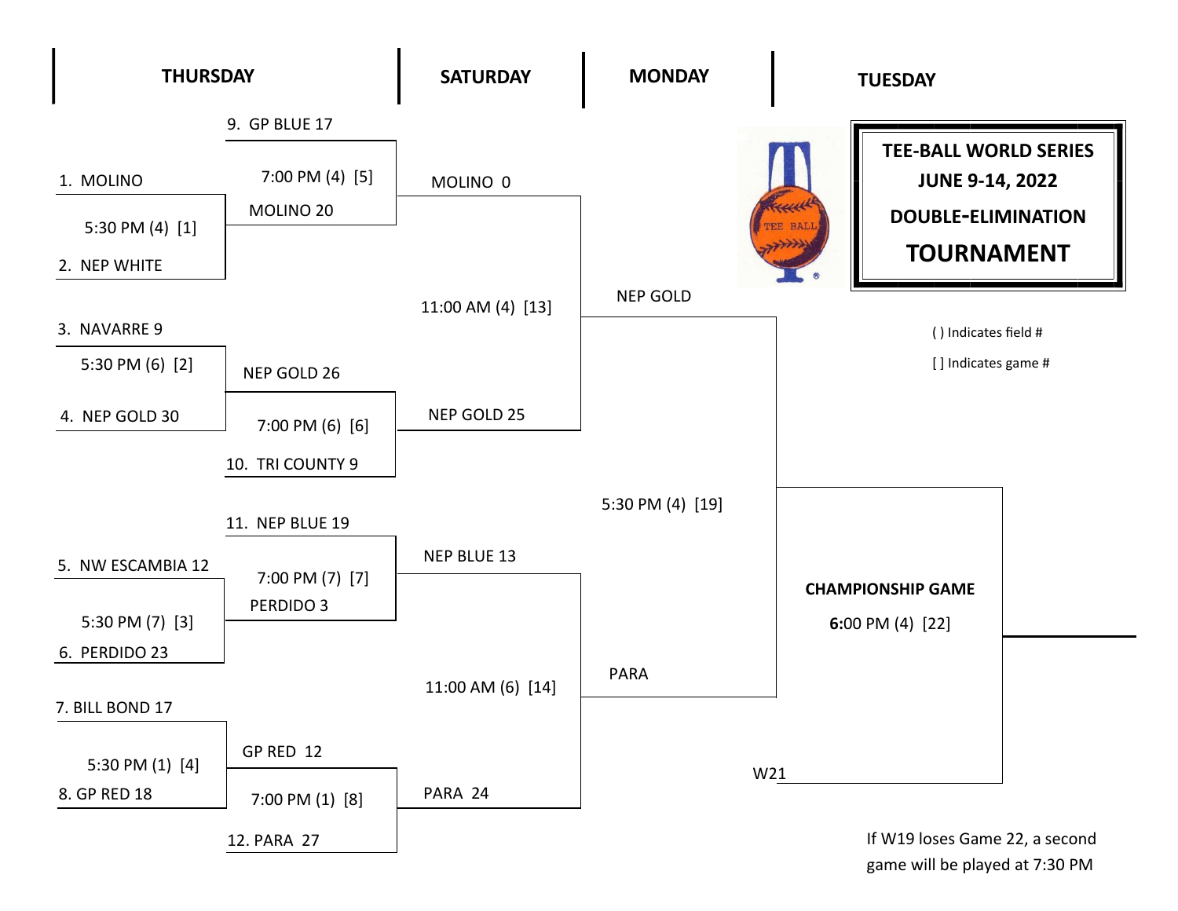# TEE-BALL WORLD SERIES

## JUNE 9-14, 2022

## DOUBLE-ELIMINATION

# TOURNAMENT

( ) Indicates field #

[ ] Indicates game #

### THURSDAY

- 1. MOLINO vs. 2. NEP WHITE — 5:30 PM (4) [1]
- 3. NAVARRE 9 vs. 4. NEP GOLD 30 — 5:30 PM (6) [2]
- 5. NW ESCAMBIA 12 vs. 6. PERDIDO 23 — 5:30 PM (7) [3]
- 7. BILL BOND 17 vs. 8. GP RED 18 — 5:30 PM (1) [4]
- 9. GP BLUE 17 vs. MOLINO 20 — 7:00 PM (4) [5]
- NEP GOLD 26 vs. 10. TRI COUNTY 9 — 7:00 PM (6) [6]
- 11. NEP BLUE 19 vs. PERDIDO 3 — 7:00 PM (7) [7]
- GP RED 12 vs. 12. PARA 27 — 7:00 PM (1) [8]

### SATURDAY

- MOLINO 0 vs. NEP GOLD 25 — 11:00 AM (4) [13]
- NEP BLUE 13 vs. PARA 24 — 11:00 AM (6) [14]

### MONDAY

- NEP GOLD vs. PARA — 5:30 PM (4) [19]

### TUESDAY

**CHAMPIONSHIP GAME**

**6:**00 PM (4) [22]

W21

If W19 loses Game 22, a second game will be played at 7:30 PM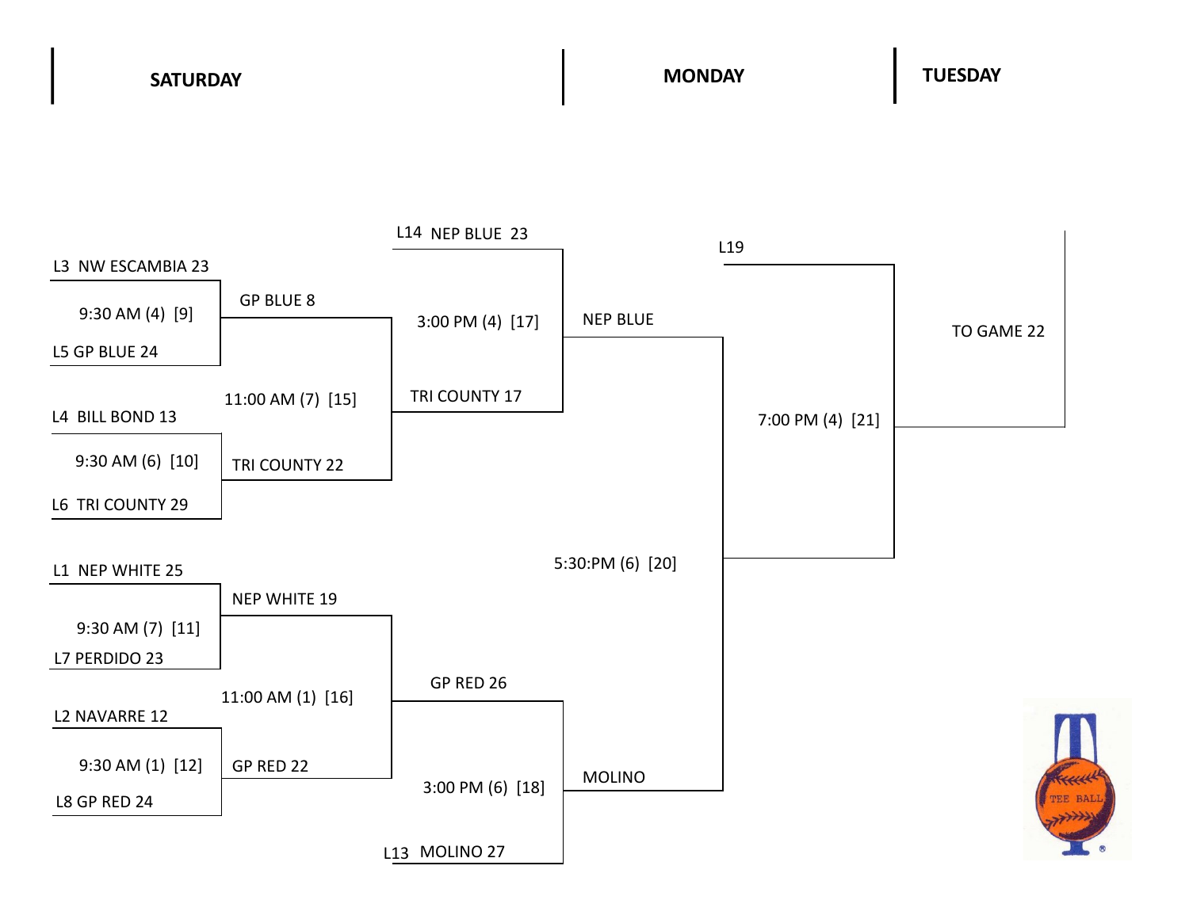| SATURDAY | | | MONDAY | | TUESDAY |
|---|---|---|---|---|---|

**Game [9] — 9:30 AM (4)**
- L3 NW ESCAMBIA 23
- L5 GP BLUE 24

**Game [10] — 9:30 AM (6)**
- L4 BILL BOND 13
- L6 TRI COUNTY 29

**Game [11] — 9:30 AM (7)**
- L1 NEP WHITE 25
- L7 PERDIDO 23

**Game [12] — 9:30 AM (1)**
- L2 NAVARRE 12
- L8 GP RED 24

**Game [15] — 11:00 AM (7)**
- GP BLUE 8
- TRI COUNTY 22

**Game [16] — 11:00 AM (1)**
- NEP WHITE 19
- GP RED 22

**Game [17] — 3:00 PM (4)**
- L14 NEP BLUE 23
- TRI COUNTY 17

**Game [18] — 3:00 PM (6)**
- GP RED 26
- L13 MOLINO 27

**Game [20] — 5:30:PM (6)**
- NEP BLUE
- MOLINO

**Game [21] — 7:00 PM (4)**
- L19
- (Winner of Game 20)

TO GAME 22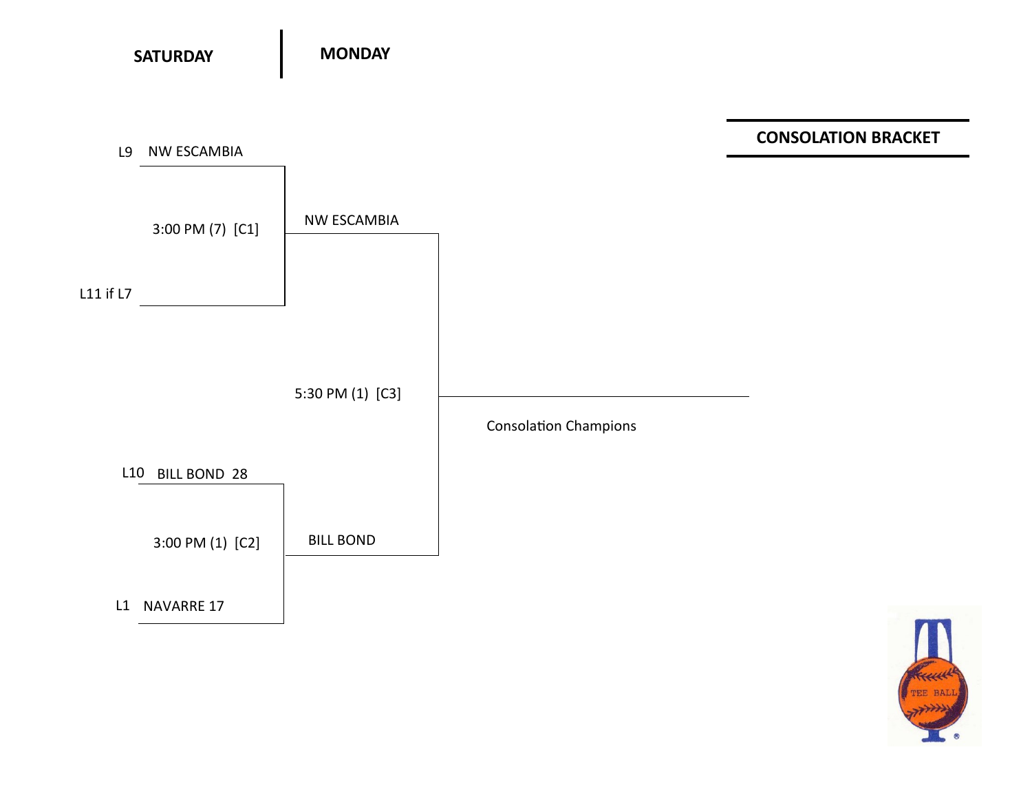**SATURDAY** | **MONDAY**

## CONSOLATION BRACKET

L9 NW ESCAMBIA

3:00 PM (7) [C1]

L11 if L7

NW ESCAMBIA

5:30 PM (1) [C3]

Consolation Champions

L10 BILL BOND 28

3:00 PM (1) [C2]

L1 NAVARRE 17

BILL BOND